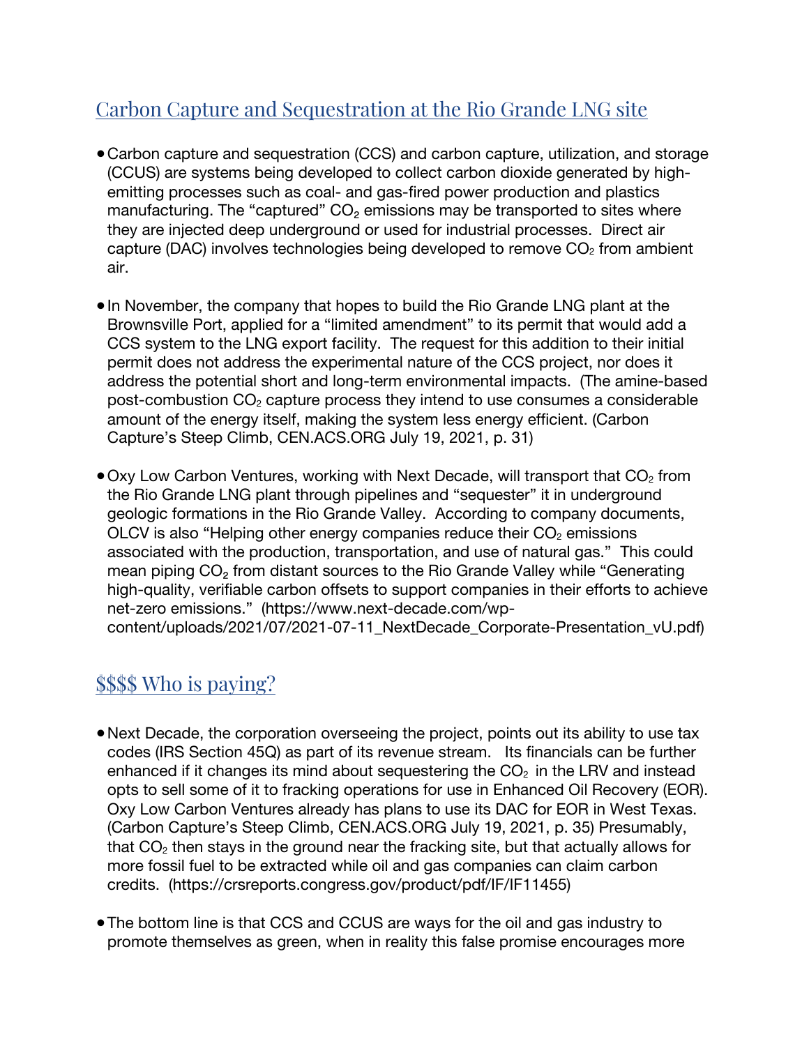## Carbon Capture and Sequestration at the Rio Grande LNG site

- Carbon capture and sequestration (CCS) and carbon capture, utilization, and storage (CCUS) are systems being developed to collect carbon dioxide generated by high-emitting processes such as coal- and gas-fired power production and plastics manufacturing. The "captured" $CO_2$ emissions may be transported to sites where they are injected deep underground or used for industrial processes. Direct air capture (DAC) involves technologies being developed to remove $CO_2$ from ambient air.

- In November, the company that hopes to build the Rio Grande LNG plant at the Brownsville Port, applied for a "limited amendment" to its permit that would add a CCS system to the LNG export facility. The request for this addition to their initial permit does not address the experimental nature of the CCS project, nor does it address the potential short and long-term environmental impacts. (The amine-based post-combustion $CO_2$ capture process they intend to use consumes a considerable amount of the energy itself, making the system less energy efficient. (Carbon Capture's Steep Climb, CEN.ACS.ORG July 19, 2021, p. 31)

- Oxy Low Carbon Ventures, working with Next Decade, will transport that $CO_2$ from the Rio Grande LNG plant through pipelines and "sequester" it in underground geologic formations in the Rio Grande Valley. According to company documents, OLCV is also "Helping other energy companies reduce their $CO_2$ emissions associated with the production, transportation, and use of natural gas." This could mean piping $CO_2$ from distant sources to the Rio Grande Valley while "Generating high-quality, verifiable carbon offsets to support companies in their efforts to achieve net-zero emissions." (https://www.next-decade.com/wp-content/uploads/2021/07/2021-07-11_NextDecade_Corporate-Presentation_vU.pdf)

## $$$$ Who is paying?

- Next Decade, the corporation overseeing the project, points out its ability to use tax codes (IRS Section 45Q) as part of its revenue stream. Its financials can be further enhanced if it changes its mind about sequestering the $CO_2$ in the LRV and instead opts to sell some of it to fracking operations for use in Enhanced Oil Recovery (EOR). Oxy Low Carbon Ventures already has plans to use its DAC for EOR in West Texas. (Carbon Capture's Steep Climb, CEN.ACS.ORG July 19, 2021, p. 35) Presumably, that $CO_2$ then stays in the ground near the fracking site, but that actually allows for more fossil fuel to be extracted while oil and gas companies can claim carbon credits. (https://crsreports.congress.gov/product/pdf/IF/IF11455)

- The bottom line is that CCS and CCUS are ways for the oil and gas industry to promote themselves as green, when in reality this false promise encourages more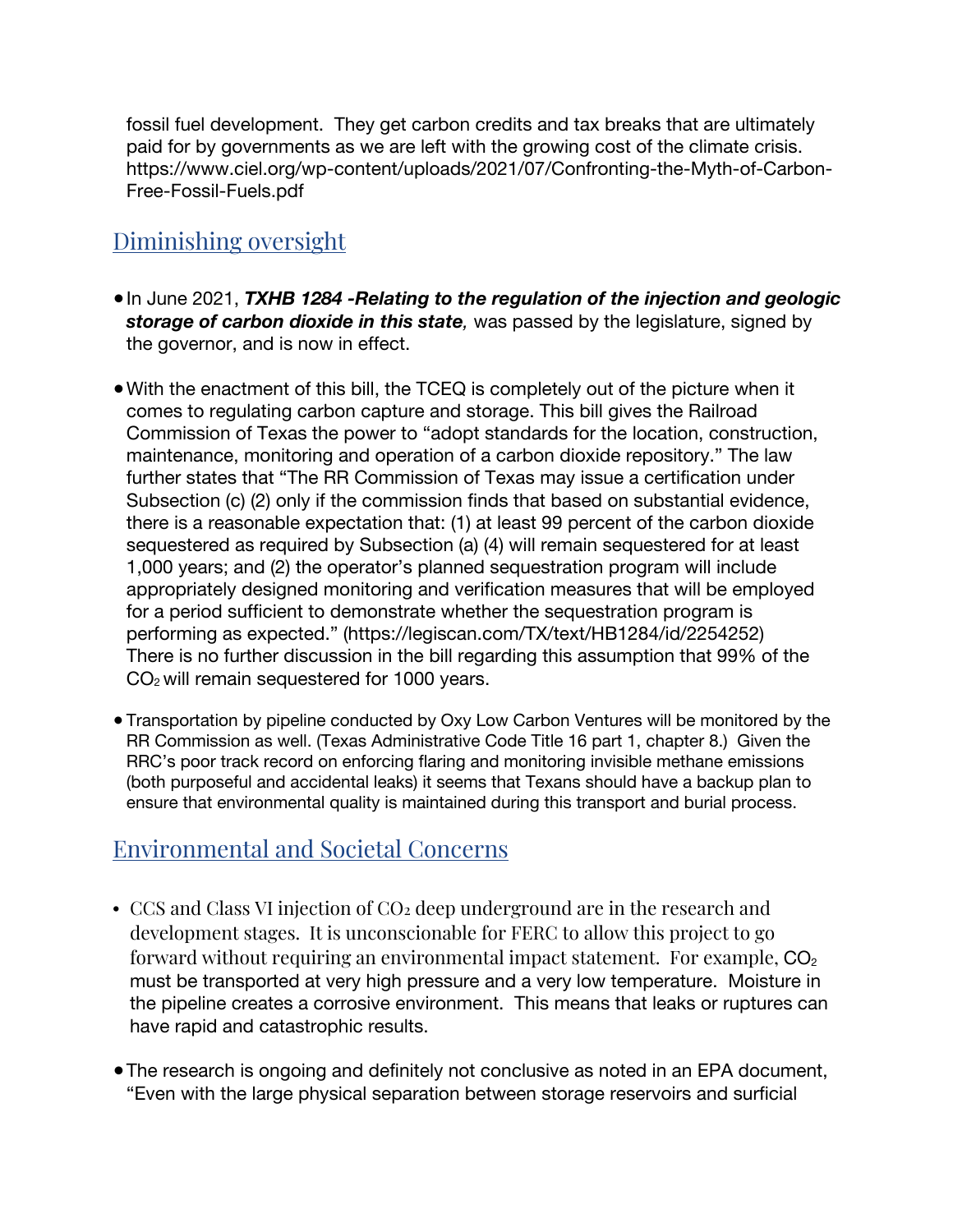fossil fuel development. They get carbon credits and tax breaks that are ultimately paid for by governments as we are left with the growing cost of the climate crisis. https://www.ciel.org/wp-content/uploads/2021/07/Confronting-the-Myth-of-Carbon-Free-Fossil-Fuels.pdf

## Diminishing oversight

- In June 2021, ***TXHB 1284 -Relating to the regulation of the injection and geologic storage of carbon dioxide in this state****,* was passed by the legislature, signed by the governor, and is now in effect.

- With the enactment of this bill, the TCEQ is completely out of the picture when it comes to regulating carbon capture and storage. This bill gives the Railroad Commission of Texas the power to "adopt standards for the location, construction, maintenance, monitoring and operation of a carbon dioxide repository." The law further states that "The RR Commission of Texas may issue a certification under Subsection (c) (2) only if the commission finds that based on substantial evidence, there is a reasonable expectation that: (1) at least 99 percent of the carbon dioxide sequestered as required by Subsection (a) (4) will remain sequestered for at least 1,000 years; and (2) the operator's planned sequestration program will include appropriately designed monitoring and verification measures that will be employed for a period sufficient to demonstrate whether the sequestration program is performing as expected." (https://legiscan.com/TX/text/HB1284/id/2254252) There is no further discussion in the bill regarding this assumption that 99% of the $CO_2$ will remain sequestered for 1000 years.

- Transportation by pipeline conducted by Oxy Low Carbon Ventures will be monitored by the RR Commission as well. (Texas Administrative Code Title 16 part 1, chapter 8.) Given the RRC's poor track record on enforcing flaring and monitoring invisible methane emissions (both purposeful and accidental leaks) it seems that Texans should have a backup plan to ensure that environmental quality is maintained during this transport and burial process.

## Environmental and Societal Concerns

- CCS and Class VI injection of $CO_2$ deep underground are in the research and development stages. It is unconscionable for FERC to allow this project to go forward without requiring an environmental impact statement. For example, $CO_2$ must be transported at very high pressure and a very low temperature. Moisture in the pipeline creates a corrosive environment. This means that leaks or ruptures can have rapid and catastrophic results.

- The research is ongoing and definitely not conclusive as noted in an EPA document, "Even with the large physical separation between storage reservoirs and surficial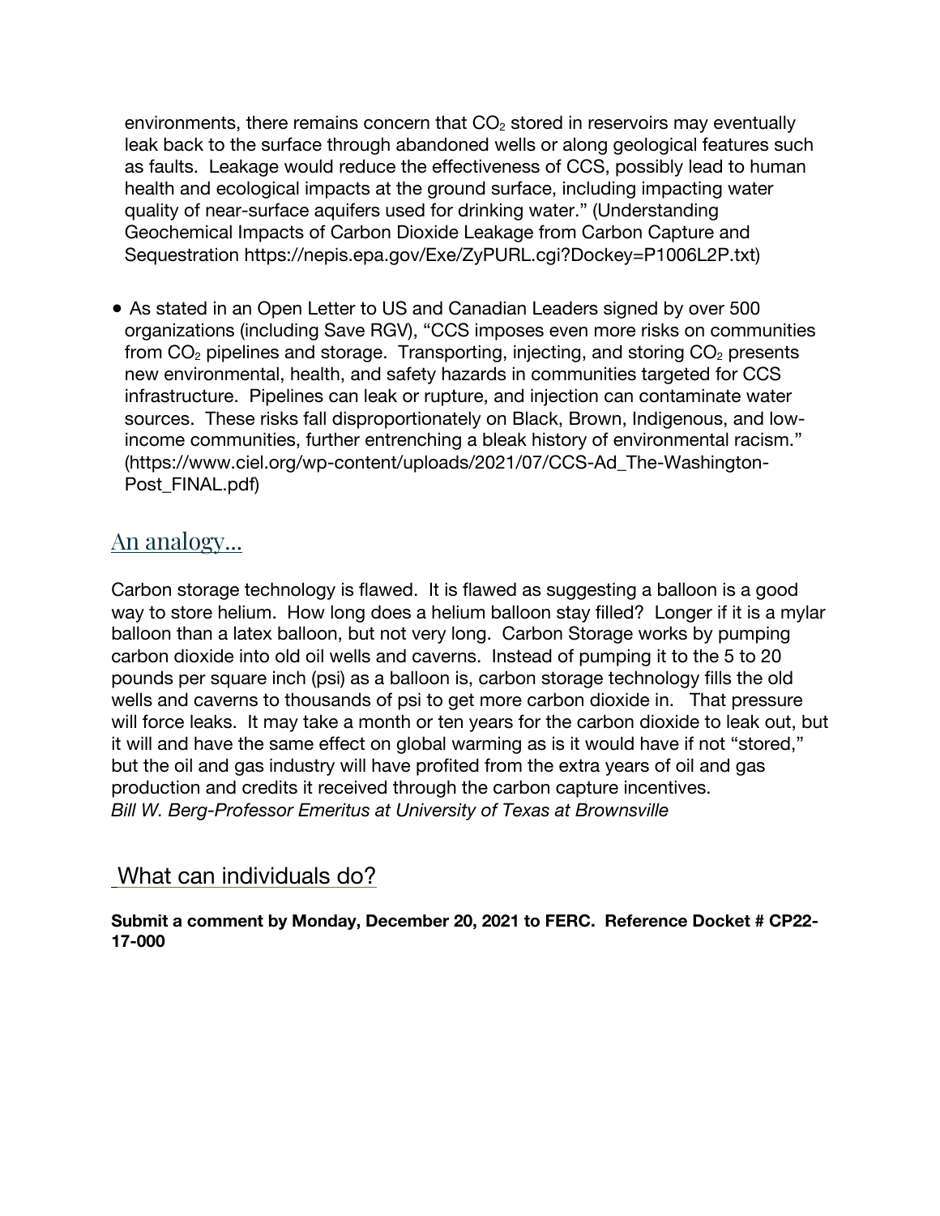environments, there remains concern that $CO_2$ stored in reservoirs may eventually leak back to the surface through abandoned wells or along geological features such as faults. Leakage would reduce the effectiveness of CCS, possibly lead to human health and ecological impacts at the ground surface, including impacting water quality of near-surface aquifers used for drinking water." (Understanding Geochemical Impacts of Carbon Dioxide Leakage from Carbon Capture and Sequestration https://nepis.epa.gov/Exe/ZyPURL.cgi?Dockey=P1006L2P.txt)

- As stated in an Open Letter to US and Canadian Leaders signed by over 500 organizations (including Save RGV), "CCS imposes even more risks on communities from $CO_2$ pipelines and storage. Transporting, injecting, and storing $CO_2$ presents new environmental, health, and safety hazards in communities targeted for CCS infrastructure. Pipelines can leak or rupture, and injection can contaminate water sources. These risks fall disproportionately on Black, Brown, Indigenous, and low-income communities, further entrenching a bleak history of environmental racism." (https://www.ciel.org/wp-content/uploads/2021/07/CCS-Ad_The-Washington-Post_FINAL.pdf)

## An analogy...

Carbon storage technology is flawed. It is flawed as suggesting a balloon is a good way to store helium. How long does a helium balloon stay filled? Longer if it is a mylar balloon than a latex balloon, but not very long. Carbon Storage works by pumping carbon dioxide into old oil wells and caverns. Instead of pumping it to the 5 to 20 pounds per square inch (psi) as a balloon is, carbon storage technology fills the old wells and caverns to thousands of psi to get more carbon dioxide in. That pressure will force leaks. It may take a month or ten years for the carbon dioxide to leak out, but it will and have the same effect on global warming as is it would have if not "stored," but the oil and gas industry will have profited from the extra years of oil and gas production and credits it received through the carbon capture incentives.
*Bill W. Berg-Professor Emeritus at University of Texas at Brownsville*

## What can individuals do?

**Submit a comment by Monday, December 20, 2021 to FERC. Reference Docket # CP22-17-000**